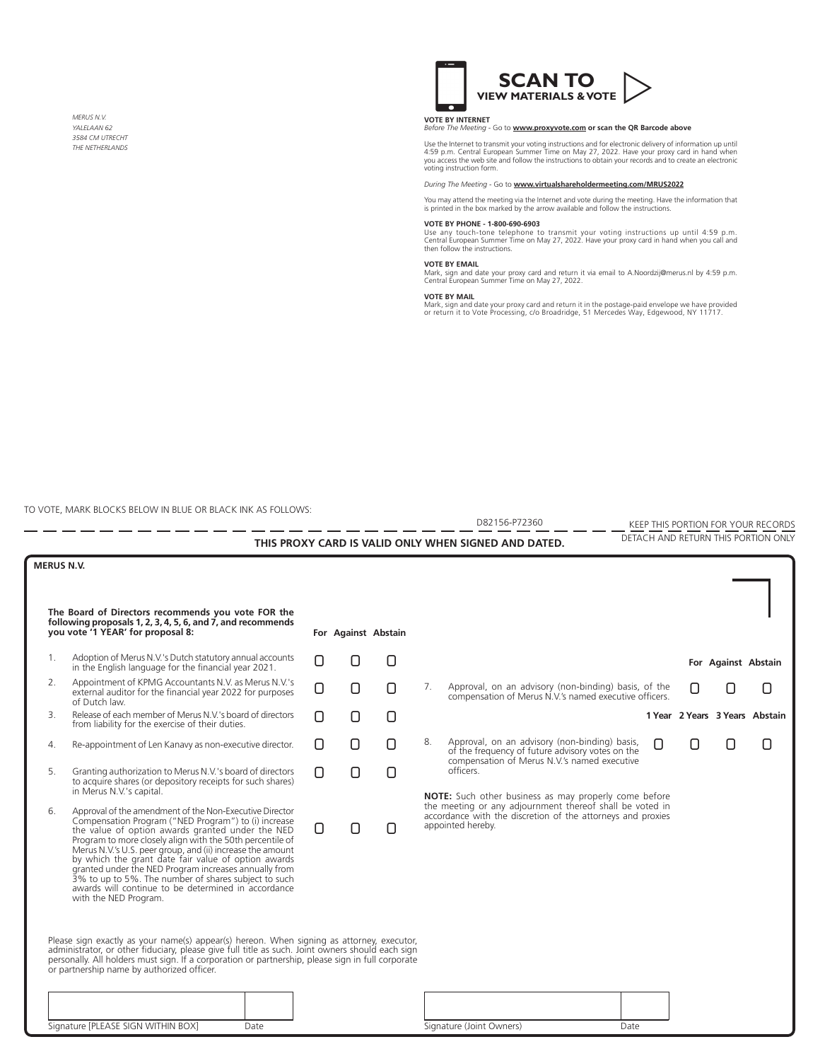*MERUS N.V.*
*YALELAAN 62*
*3584 CM UTRECHT*
*THE NETHERLANDS*

**SCAN TO**
**VIEW MATERIALS & VOTE**

**VOTE BY INTERNET**
*Before The Meeting* - Go to **www.proxyvote.com or scan the QR Barcode above**

Use the Internet to transmit your voting instructions and for electronic delivery of information up until 4:59 p.m. Central European Summer Time on May 27, 2022. Have your proxy card in hand when you access the web site and follow the instructions to obtain your records and to create an electronic voting instruction form.

*During The Meeting* - Go to **www.virtualshareholdermeeting.com/MRUS2022**

You may attend the meeting via the Internet and vote during the meeting. Have the information that is printed in the box marked by the arrow available and follow the instructions.

**VOTE BY PHONE - 1-800-690-6903**
Use any touch-tone telephone to transmit your voting instructions up until 4:59 p.m. Central European Summer Time on May 27, 2022. Have your proxy card in hand when you call and then follow the instructions.

**VOTE BY EMAIL**
Mark, sign and date your proxy card and return it via email to A.Noordzij@merus.nl by 4:59 p.m. Central European Summer Time on May 27, 2022.

**VOTE BY MAIL**
Mark, sign and date your proxy card and return it in the postage-paid envelope we have provided or return it to Vote Processing, c/o Broadridge, 51 Mercedes Way, Edgewood, NY 11717.

TO VOTE, MARK BLOCKS BELOW IN BLUE OR BLACK INK AS FOLLOWS:

D82156-P72360

KEEP THIS PORTION FOR YOUR RECORDS

DETACH AND RETURN THIS PORTION ONLY

**THIS PROXY CARD IS VALID ONLY WHEN SIGNED AND DATED.**

**MERUS N.V.**

**The Board of Directors recommends you vote FOR the following proposals 1, 2, 3, 4, 5, 6, and 7, and recommends you vote '1 YEAR' for proposal 8:**

| | Proposal | For | Against | Abstain |
|---|---|---|---|---|
| 1. | Adoption of Merus N.V.'s Dutch statutory annual accounts in the English language for the financial year 2021. | ☐ | ☐ | ☐ |
| 2. | Appointment of KPMG Accountants N.V. as Merus N.V.'s external auditor for the financial year 2022 for purposes of Dutch law. | ☐ | ☐ | ☐ |
| 3. | Release of each member of Merus N.V.'s board of directors from liability for the exercise of their duties. | ☐ | ☐ | ☐ |
| 4. | Re-appointment of Len Kanavy as non-executive director. | ☐ | ☐ | ☐ |
| 5. | Granting authorization to Merus N.V.'s board of directors to acquire shares (or depository receipts for such shares) in Merus N.V.'s capital. | ☐ | ☐ | ☐ |
| 6. | Approval of the amendment of the Non-Executive Director Compensation Program ("NED Program") to (i) increase the value of option awards granted under the NED Program to more closely align with the 50th percentile of Merus N.V.'s U.S. peer group, and (ii) increase the amount by which the grant date fair value of option awards granted under the NED Program increases annually from 3% to up to 5%. The number of shares subject to such awards will continue to be determined in accordance with the NED Program. | ☐ | ☐ | ☐ |
| 7. | Approval, on an advisory (non-binding) basis, of the compensation of Merus N.V.'s named executive officers. | ☐ | ☐ | ☐ |

| | Proposal | 1 Year | 2 Years | 3 Years | Abstain |
|---|---|---|---|---|---|
| 8. | Approval, on an advisory (non-binding) basis, of the frequency of future advisory votes on the compensation of Merus N.V.'s named executive officers. | ☐ | ☐ | ☐ | ☐ |

**NOTE:** Such other business as may properly come before the meeting or any adjournment thereof shall be voted in accordance with the discretion of the attorneys and proxies appointed hereby.

Please sign exactly as your name(s) appear(s) hereon. When signing as attorney, executor, administrator, or other fiduciary, please give full title as such. Joint owners should each sign personally. All holders must sign. If a corporation or partnership, please sign in full corporate or partnership name by authorized officer.

| Signature [PLEASE SIGN WITHIN BOX] | Date | Signature (Joint Owners) | Date |
|---|---|---|---|
| | | | |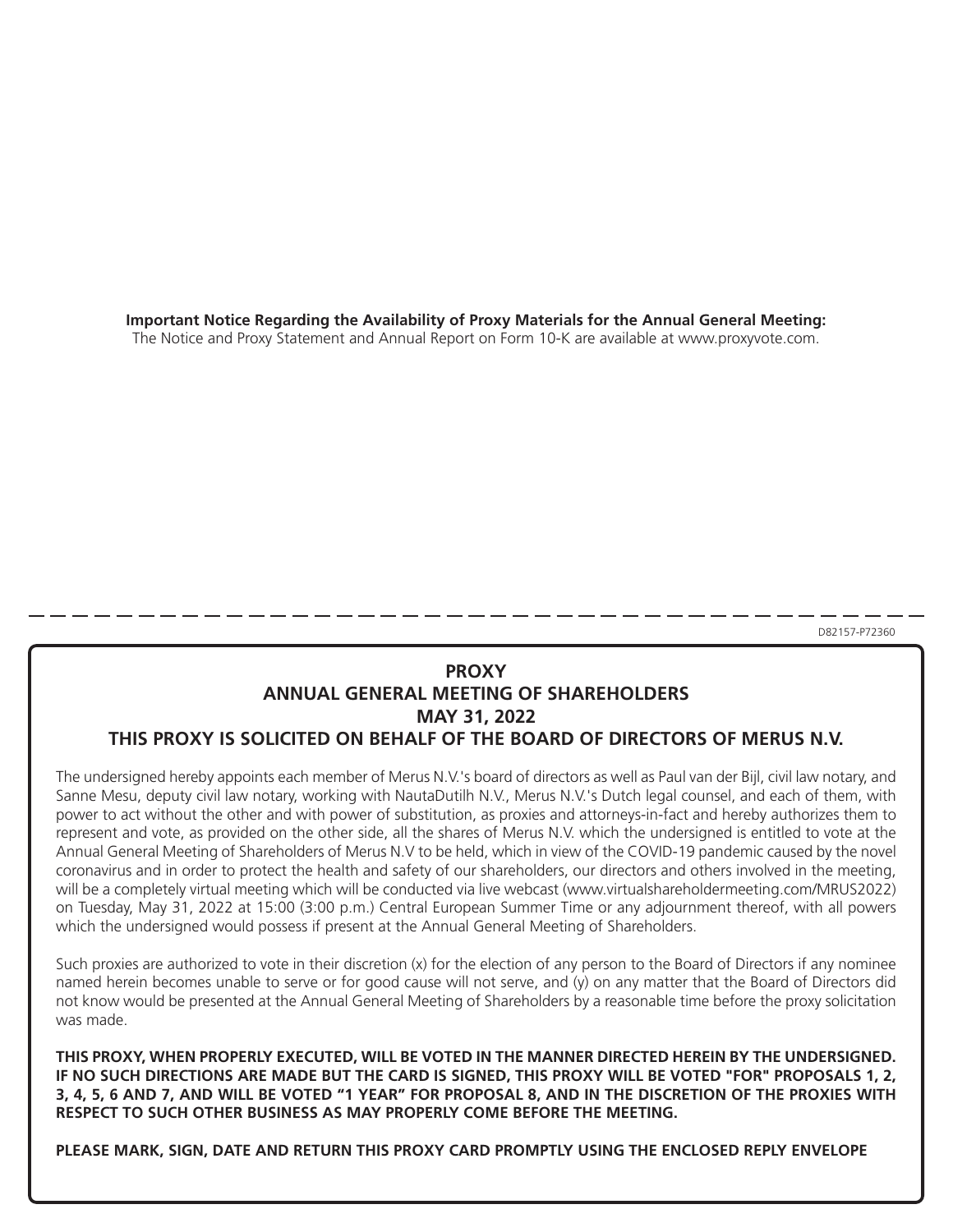**Important Notice Regarding the Availability of Proxy Materials for the Annual General Meeting:**
The Notice and Proxy Statement and Annual Report on Form 10-K are available at www.proxyvote.com.

D82157-P72360

## PROXY
## ANNUAL GENERAL MEETING OF SHAREHOLDERS
## MAY 31, 2022
## THIS PROXY IS SOLICITED ON BEHALF OF THE BOARD OF DIRECTORS OF MERUS N.V.

The undersigned hereby appoints each member of Merus N.V.'s board of directors as well as Paul van der Bijl, civil law notary, and Sanne Mesu, deputy civil law notary, working with NautaDutilh N.V., Merus N.V.'s Dutch legal counsel, and each of them, with power to act without the other and with power of substitution, as proxies and attorneys-in-fact and hereby authorizes them to represent and vote, as provided on the other side, all the shares of Merus N.V. which the undersigned is entitled to vote at the Annual General Meeting of Shareholders of Merus N.V to be held, which in view of the COVID-19 pandemic caused by the novel coronavirus and in order to protect the health and safety of our shareholders, our directors and others involved in the meeting, will be a completely virtual meeting which will be conducted via live webcast (www.virtualshareholdermeeting.com/MRUS2022) on Tuesday, May 31, 2022 at 15:00 (3:00 p.m.) Central European Summer Time or any adjournment thereof, with all powers which the undersigned would possess if present at the Annual General Meeting of Shareholders.

Such proxies are authorized to vote in their discretion (x) for the election of any person to the Board of Directors if any nominee named herein becomes unable to serve or for good cause will not serve, and (y) on any matter that the Board of Directors did not know would be presented at the Annual General Meeting of Shareholders by a reasonable time before the proxy solicitation was made.

**THIS PROXY, WHEN PROPERLY EXECUTED, WILL BE VOTED IN THE MANNER DIRECTED HEREIN BY THE UNDERSIGNED. IF NO SUCH DIRECTIONS ARE MADE BUT THE CARD IS SIGNED, THIS PROXY WILL BE VOTED "FOR" PROPOSALS 1, 2, 3, 4, 5, 6 AND 7, AND WILL BE VOTED "1 YEAR" FOR PROPOSAL 8, AND IN THE DISCRETION OF THE PROXIES WITH RESPECT TO SUCH OTHER BUSINESS AS MAY PROPERLY COME BEFORE THE MEETING.**

**PLEASE MARK, SIGN, DATE AND RETURN THIS PROXY CARD PROMPTLY USING THE ENCLOSED REPLY ENVELOPE**